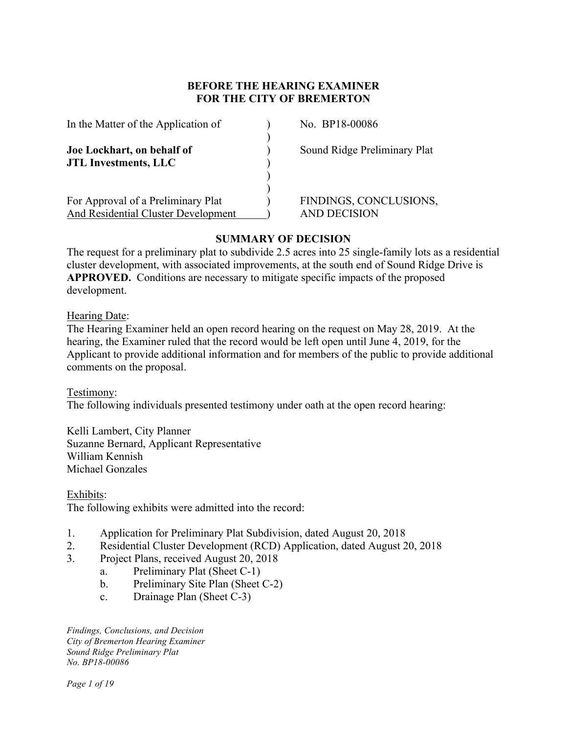**BEFORE THE HEARING EXAMINER**
**FOR THE CITY OF BREMERTON**

| | | |
|---|---|---|
| In the Matter of the Application of | ) | No. BP18-00086 |
| | ) | |
| **Joe Lockhart, on behalf of** | ) | Sound Ridge Preliminary Plat |
| **JTL Investments, LLC** | ) | |
| | ) | |
| | ) | |
| For Approval of a Preliminary Plat | ) | FINDINGS, CONCLUSIONS, |
| And Residential Cluster Development | ) | AND DECISION |

## SUMMARY OF DECISION

The request for a preliminary plat to subdivide 2.5 acres into 25 single-family lots as a residential cluster development, with associated improvements, at the south end of Sound Ridge Drive is **APPROVED.** Conditions are necessary to mitigate specific impacts of the proposed development.

Hearing Date:
The Hearing Examiner held an open record hearing on the request on May 28, 2019. At the hearing, the Examiner ruled that the record would be left open until June 4, 2019, for the Applicant to provide additional information and for members of the public to provide additional comments on the proposal.

Testimony:
The following individuals presented testimony under oath at the open record hearing:

Kelli Lambert, City Planner
Suzanne Bernard, Applicant Representative
William Kennish
Michael Gonzales

Exhibits:
The following exhibits were admitted into the record:

1. Application for Preliminary Plat Subdivision, dated August 20, 2018
2. Residential Cluster Development (RCD) Application, dated August 20, 2018
3. Project Plans, received August 20, 2018
   a. Preliminary Plat (Sheet C-1)
   b. Preliminary Site Plan (Sheet C-2)
   c. Drainage Plan (Sheet C-3)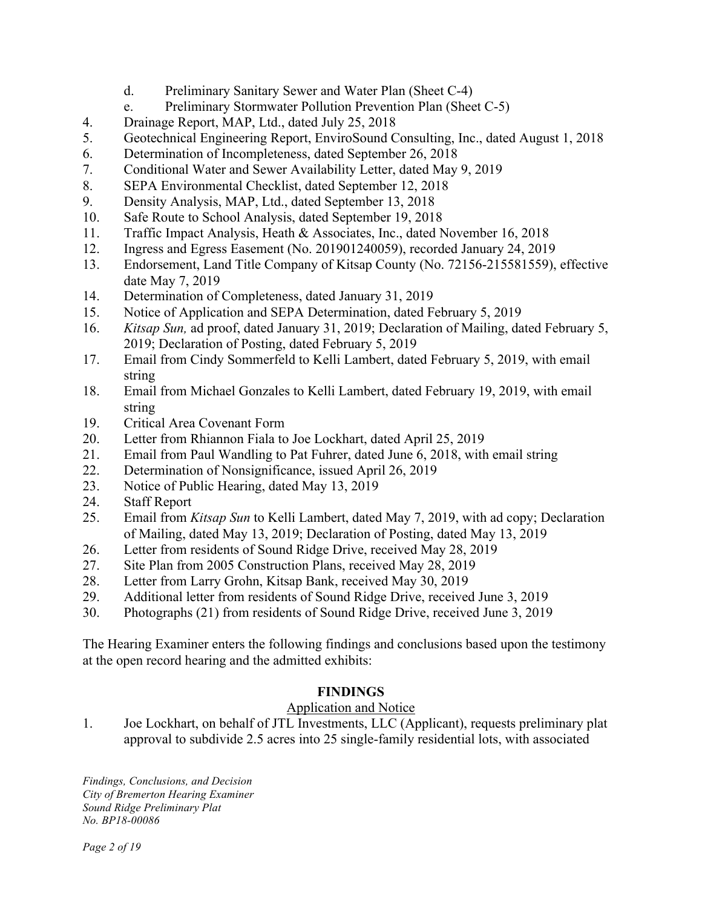d. Preliminary Sanitary Sewer and Water Plan (Sheet C-4)
   e. Preliminary Stormwater Pollution Prevention Plan (Sheet C-5)
4. Drainage Report, MAP, Ltd., dated July 25, 2018
5. Geotechnical Engineering Report, EnviroSound Consulting, Inc., dated August 1, 2018
6. Determination of Incompleteness, dated September 26, 2018
7. Conditional Water and Sewer Availability Letter, dated May 9, 2019
8. SEPA Environmental Checklist, dated September 12, 2018
9. Density Analysis, MAP, Ltd., dated September 13, 2018
10. Safe Route to School Analysis, dated September 19, 2018
11. Traffic Impact Analysis, Heath & Associates, Inc., dated November 16, 2018
12. Ingress and Egress Easement (No. 201901240059), recorded January 24, 2019
13. Endorsement, Land Title Company of Kitsap County (No. 72156-215581559), effective date May 7, 2019
14. Determination of Completeness, dated January 31, 2019
15. Notice of Application and SEPA Determination, dated February 5, 2019
16. *Kitsap Sun,* ad proof, dated January 31, 2019; Declaration of Mailing, dated February 5, 2019; Declaration of Posting, dated February 5, 2019
17. Email from Cindy Sommerfeld to Kelli Lambert, dated February 5, 2019, with email string
18. Email from Michael Gonzales to Kelli Lambert, dated February 19, 2019, with email string
19. Critical Area Covenant Form
20. Letter from Rhiannon Fiala to Joe Lockhart, dated April 25, 2019
21. Email from Paul Wandling to Pat Fuhrer, dated June 6, 2018, with email string
22. Determination of Nonsignificance, issued April 26, 2019
23. Notice of Public Hearing, dated May 13, 2019
24. Staff Report
25. Email from *Kitsap Sun* to Kelli Lambert, dated May 7, 2019, with ad copy; Declaration of Mailing, dated May 13, 2019; Declaration of Posting, dated May 13, 2019
26. Letter from residents of Sound Ridge Drive, received May 28, 2019
27. Site Plan from 2005 Construction Plans, received May 28, 2019
28. Letter from Larry Grohn, Kitsap Bank, received May 30, 2019
29. Additional letter from residents of Sound Ridge Drive, received June 3, 2019
30. Photographs (21) from residents of Sound Ridge Drive, received June 3, 2019

The Hearing Examiner enters the following findings and conclusions based upon the testimony at the open record hearing and the admitted exhibits:

## FINDINGS

### Application and Notice

1. Joe Lockhart, on behalf of JTL Investments, LLC (Applicant), requests preliminary plat approval to subdivide 2.5 acres into 25 single-family residential lots, with associated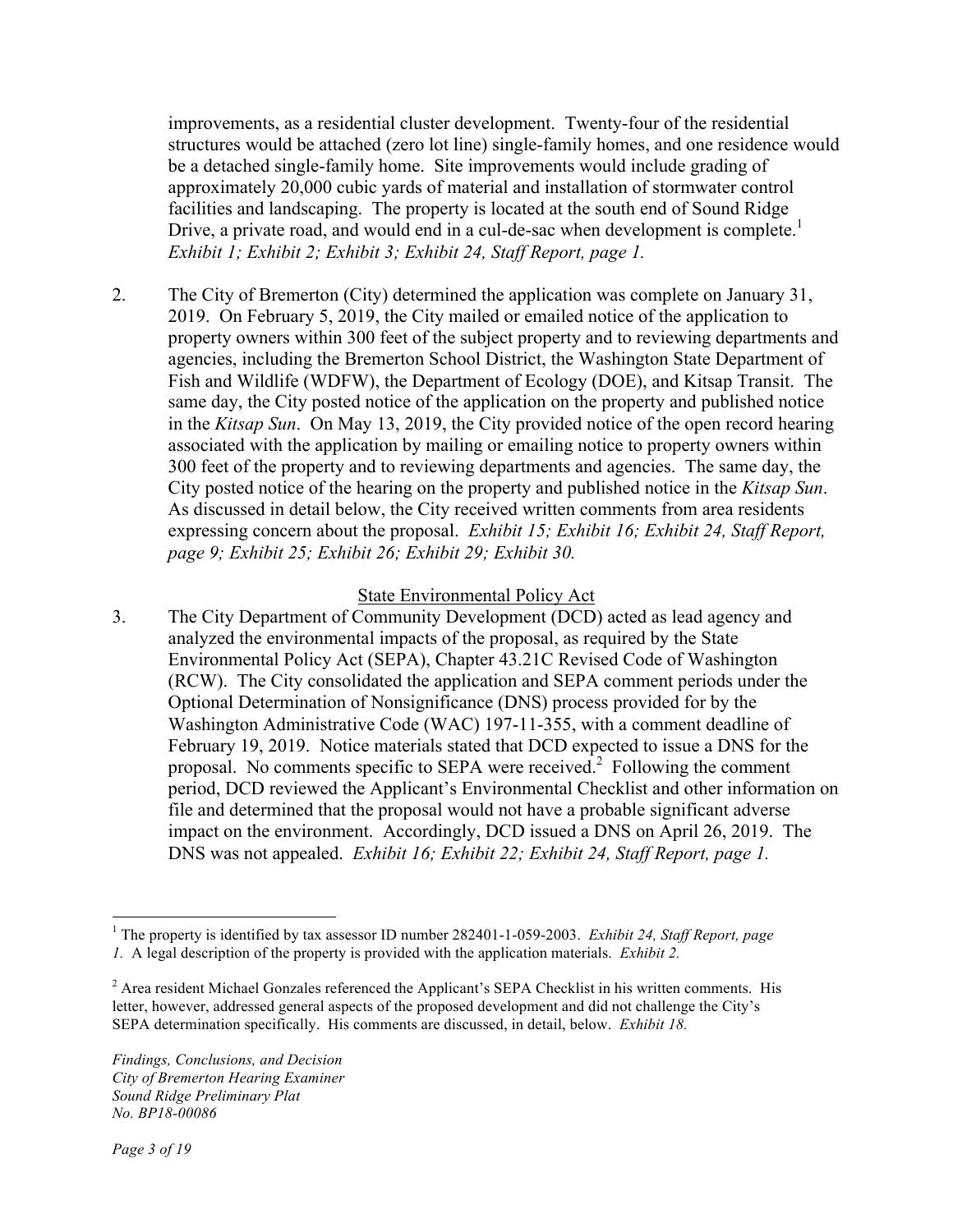improvements, as a residential cluster development. Twenty-four of the residential structures would be attached (zero lot line) single-family homes, and one residence would be a detached single-family home. Site improvements would include grading of approximately 20,000 cubic yards of material and installation of stormwater control facilities and landscaping. The property is located at the south end of Sound Ridge Drive, a private road, and would end in a cul-de-sac when development is complete.[1] *Exhibit 1; Exhibit 2; Exhibit 3; Exhibit 24, Staff Report, page 1.*

2. The City of Bremerton (City) determined the application was complete on January 31, 2019. On February 5, 2019, the City mailed or emailed notice of the application to property owners within 300 feet of the subject property and to reviewing departments and agencies, including the Bremerton School District, the Washington State Department of Fish and Wildlife (WDFW), the Department of Ecology (DOE), and Kitsap Transit. The same day, the City posted notice of the application on the property and published notice in the *Kitsap Sun*. On May 13, 2019, the City provided notice of the open record hearing associated with the application by mailing or emailing notice to property owners within 300 feet of the property and to reviewing departments and agencies. The same day, the City posted notice of the hearing on the property and published notice in the *Kitsap Sun*. As discussed in detail below, the City received written comments from area residents expressing concern about the proposal. *Exhibit 15; Exhibit 16; Exhibit 24, Staff Report, page 9; Exhibit 25; Exhibit 26; Exhibit 29; Exhibit 30.*

<u>State Environmental Policy Act</u>

3. The City Department of Community Development (DCD) acted as lead agency and analyzed the environmental impacts of the proposal, as required by the State Environmental Policy Act (SEPA), Chapter 43.21C Revised Code of Washington (RCW). The City consolidated the application and SEPA comment periods under the Optional Determination of Nonsignificance (DNS) process provided for by the Washington Administrative Code (WAC) 197-11-355, with a comment deadline of February 19, 2019. Notice materials stated that DCD expected to issue a DNS for the proposal. No comments specific to SEPA were received.[2] Following the comment period, DCD reviewed the Applicant's Environmental Checklist and other information on file and determined that the proposal would not have a probable significant adverse impact on the environment. Accordingly, DCD issued a DNS on April 26, 2019. The DNS was not appealed. *Exhibit 16; Exhibit 22; Exhibit 24, Staff Report, page 1.*

---

[1] The property is identified by tax assessor ID number 282401-1-059-2003. *Exhibit 24, Staff Report, page 1.* A legal description of the property is provided with the application materials. *Exhibit 2.*

[2] Area resident Michael Gonzales referenced the Applicant's SEPA Checklist in his written comments. His letter, however, addressed general aspects of the proposed development and did not challenge the City's SEPA determination specifically. His comments are discussed, in detail, below. *Exhibit 18.*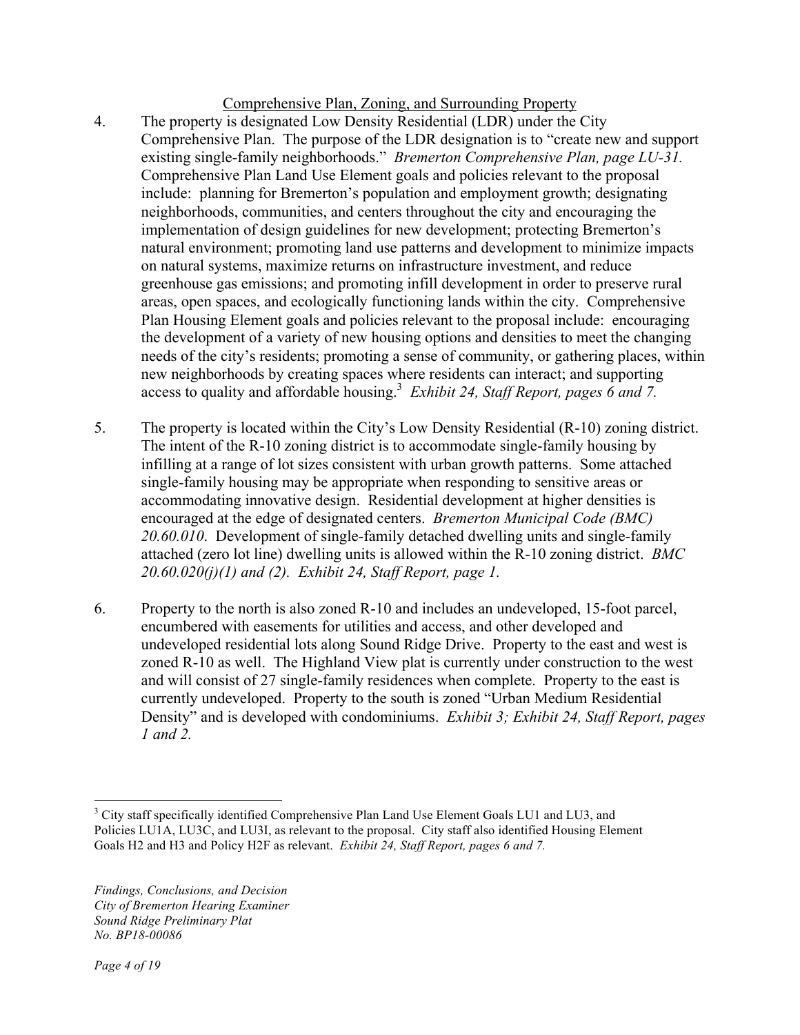## Comprehensive Plan, Zoning, and Surrounding Property

4. The property is designated Low Density Residential (LDR) under the City Comprehensive Plan. The purpose of the LDR designation is to "create new and support existing single-family neighborhoods." *Bremerton Comprehensive Plan, page LU-31.* Comprehensive Plan Land Use Element goals and policies relevant to the proposal include: planning for Bremerton's population and employment growth; designating neighborhoods, communities, and centers throughout the city and encouraging the implementation of design guidelines for new development; protecting Bremerton's natural environment; promoting land use patterns and development to minimize impacts on natural systems, maximize returns on infrastructure investment, and reduce greenhouse gas emissions; and promoting infill development in order to preserve rural areas, open spaces, and ecologically functioning lands within the city. Comprehensive Plan Housing Element goals and policies relevant to the proposal include: encouraging the development of a variety of new housing options and densities to meet the changing needs of the city's residents; promoting a sense of community, or gathering places, within new neighborhoods by creating spaces where residents can interact; and supporting access to quality and affordable housing.[3] *Exhibit 24, Staff Report, pages 6 and 7.*

5. The property is located within the City's Low Density Residential (R-10) zoning district. The intent of the R-10 zoning district is to accommodate single-family housing by infilling at a range of lot sizes consistent with urban growth patterns. Some attached single-family housing may be appropriate when responding to sensitive areas or accommodating innovative design. Residential development at higher densities is encouraged at the edge of designated centers. *Bremerton Municipal Code (BMC) 20.60.010*. Development of single-family detached dwelling units and single-family attached (zero lot line) dwelling units is allowed within the R-10 zoning district. *BMC 20.60.020(j)(1) and (2). Exhibit 24, Staff Report, page 1.*

6. Property to the north is also zoned R-10 and includes an undeveloped, 15-foot parcel, encumbered with easements for utilities and access, and other developed and undeveloped residential lots along Sound Ridge Drive. Property to the east and west is zoned R-10 as well. The Highland View plat is currently under construction to the west and will consist of 27 single-family residences when complete. Property to the east is currently undeveloped. Property to the south is zoned "Urban Medium Residential Density" and is developed with condominiums. *Exhibit 3; Exhibit 24, Staff Report, pages 1 and 2.*

---

[3] City staff specifically identified Comprehensive Plan Land Use Element Goals LU1 and LU3, and Policies LU1A, LU3C, and LU3I, as relevant to the proposal. City staff also identified Housing Element Goals H2 and H3 and Policy H2F as relevant. *Exhibit 24, Staff Report, pages 6 and 7.*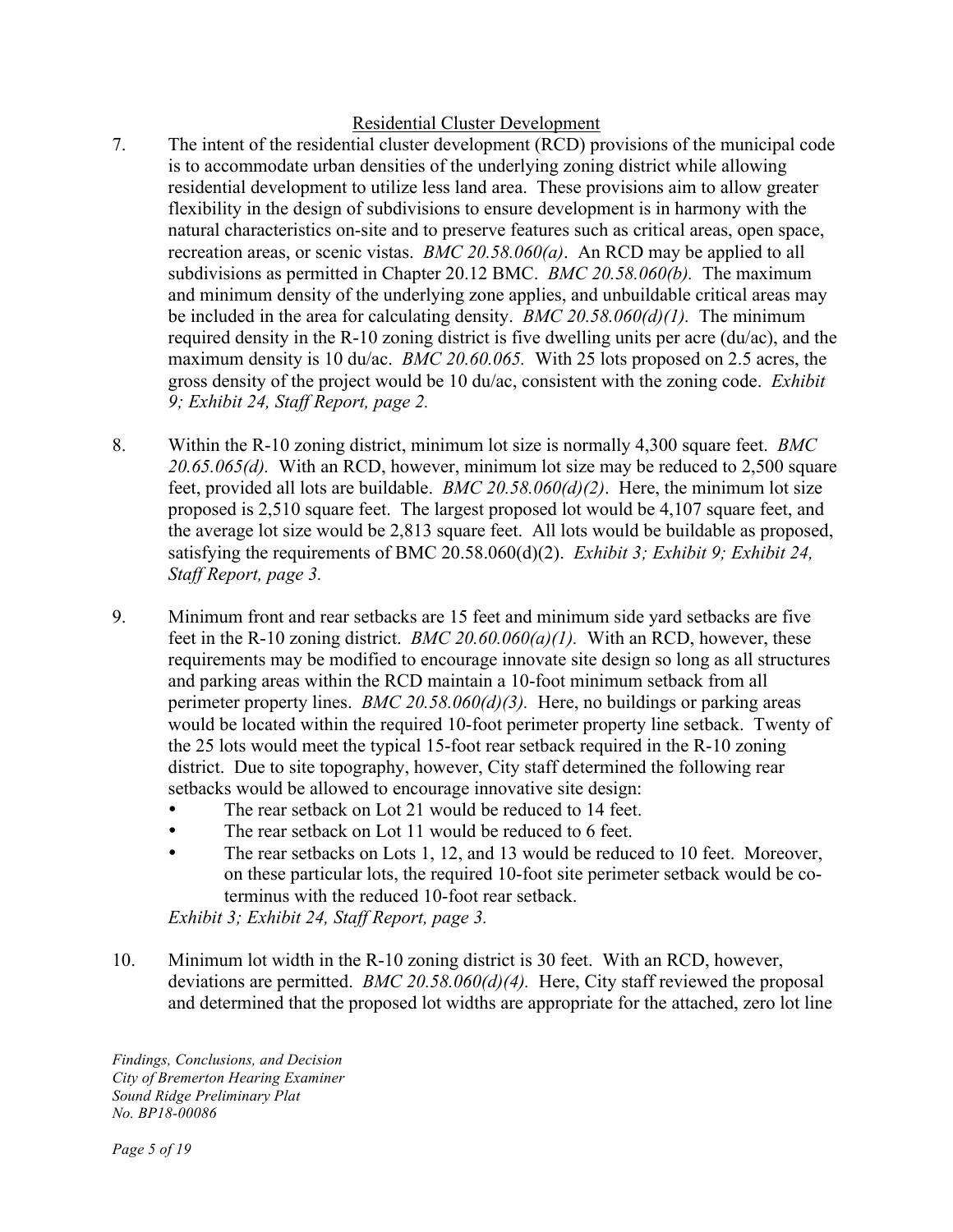Residential Cluster Development

7. The intent of the residential cluster development (RCD) provisions of the municipal code is to accommodate urban densities of the underlying zoning district while allowing residential development to utilize less land area. These provisions aim to allow greater flexibility in the design of subdivisions to ensure development is in harmony with the natural characteristics on-site and to preserve features such as critical areas, open space, recreation areas, or scenic vistas. *BMC 20.58.060(a)*. An RCD may be applied to all subdivisions as permitted in Chapter 20.12 BMC. *BMC 20.58.060(b).* The maximum and minimum density of the underlying zone applies, and unbuildable critical areas may be included in the area for calculating density. *BMC 20.58.060(d)(1).* The minimum required density in the R-10 zoning district is five dwelling units per acre (du/ac), and the maximum density is 10 du/ac. *BMC 20.60.065.* With 25 lots proposed on 2.5 acres, the gross density of the project would be 10 du/ac, consistent with the zoning code. *Exhibit 9; Exhibit 24, Staff Report, page 2.*

8. Within the R-10 zoning district, minimum lot size is normally 4,300 square feet. *BMC 20.65.065(d).* With an RCD, however, minimum lot size may be reduced to 2,500 square feet, provided all lots are buildable. *BMC 20.58.060(d)(2)*. Here, the minimum lot size proposed is 2,510 square feet. The largest proposed lot would be 4,107 square feet, and the average lot size would be 2,813 square feet. All lots would be buildable as proposed, satisfying the requirements of BMC 20.58.060(d)(2). *Exhibit 3; Exhibit 9; Exhibit 24, Staff Report, page 3.*

9. Minimum front and rear setbacks are 15 feet and minimum side yard setbacks are five feet in the R-10 zoning district. *BMC 20.60.060(a)(1).* With an RCD, however, these requirements may be modified to encourage innovate site design so long as all structures and parking areas within the RCD maintain a 10-foot minimum setback from all perimeter property lines. *BMC 20.58.060(d)(3).* Here, no buildings or parking areas would be located within the required 10-foot perimeter property line setback. Twenty of the 25 lots would meet the typical 15-foot rear setback required in the R-10 zoning district. Due to site topography, however, City staff determined the following rear setbacks would be allowed to encourage innovative site design:
   - The rear setback on Lot 21 would be reduced to 14 feet.
   - The rear setback on Lot 11 would be reduced to 6 feet.
   - The rear setbacks on Lots 1, 12, and 13 would be reduced to 10 feet. Moreover, on these particular lots, the required 10-foot site perimeter setback would be co-terminus with the reduced 10-foot rear setback.

   *Exhibit 3; Exhibit 24, Staff Report, page 3.*

10. Minimum lot width in the R-10 zoning district is 30 feet. With an RCD, however, deviations are permitted. *BMC 20.58.060(d)(4).* Here, City staff reviewed the proposal and determined that the proposed lot widths are appropriate for the attached, zero lot line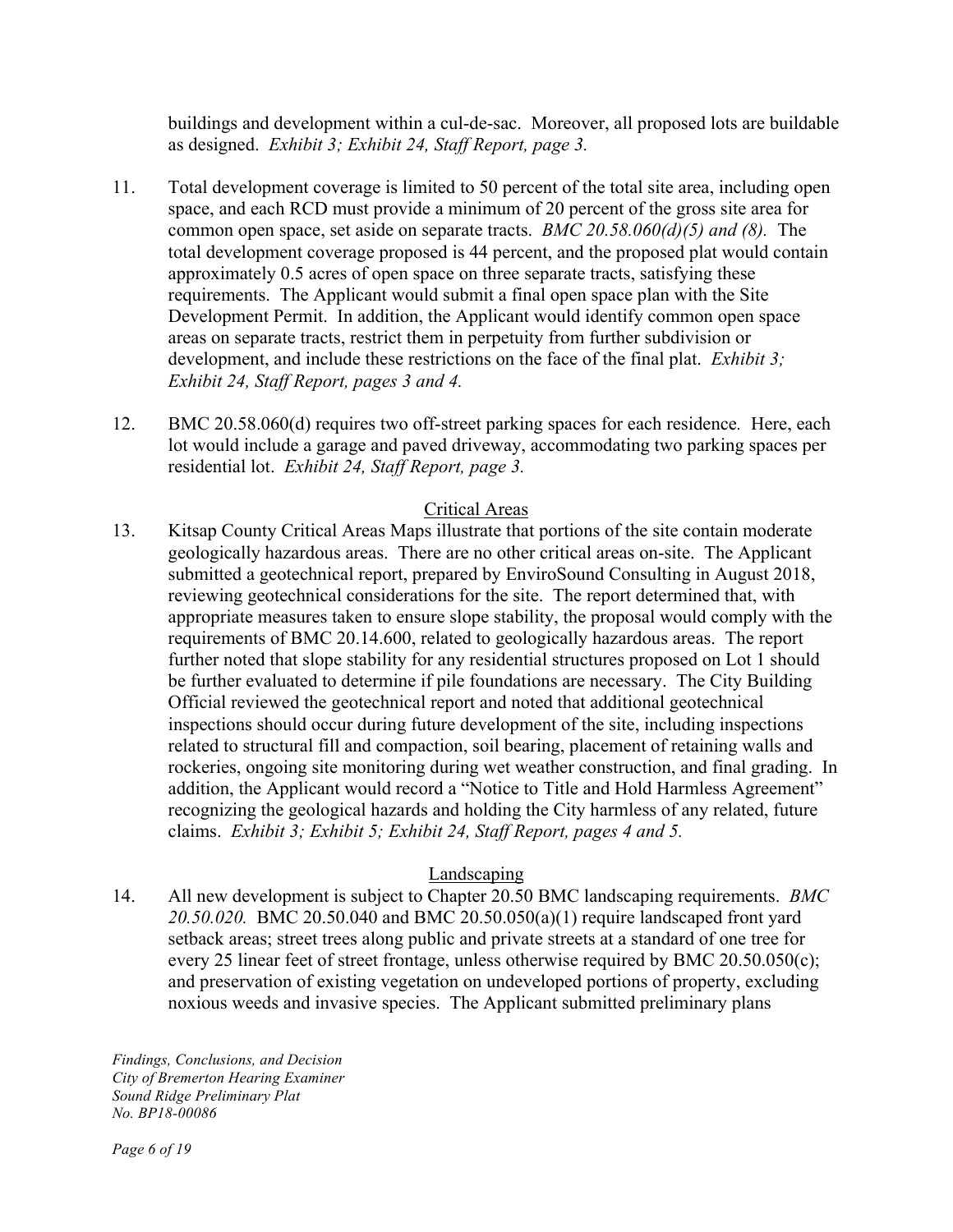buildings and development within a cul-de-sac. Moreover, all proposed lots are buildable as designed. *Exhibit 3; Exhibit 24, Staff Report, page 3.*

11. Total development coverage is limited to 50 percent of the total site area, including open space, and each RCD must provide a minimum of 20 percent of the gross site area for common open space, set aside on separate tracts. *BMC 20.58.060(d)(5) and (8).* The total development coverage proposed is 44 percent, and the proposed plat would contain approximately 0.5 acres of open space on three separate tracts, satisfying these requirements. The Applicant would submit a final open space plan with the Site Development Permit. In addition, the Applicant would identify common open space areas on separate tracts, restrict them in perpetuity from further subdivision or development, and include these restrictions on the face of the final plat. *Exhibit 3; Exhibit 24, Staff Report, pages 3 and 4.*

12. BMC 20.58.060(d) requires two off-street parking spaces for each residence. Here, each lot would include a garage and paved driveway, accommodating two parking spaces per residential lot. *Exhibit 24, Staff Report, page 3.*

## Critical Areas

13. Kitsap County Critical Areas Maps illustrate that portions of the site contain moderate geologically hazardous areas. There are no other critical areas on-site. The Applicant submitted a geotechnical report, prepared by EnviroSound Consulting in August 2018, reviewing geotechnical considerations for the site. The report determined that, with appropriate measures taken to ensure slope stability, the proposal would comply with the requirements of BMC 20.14.600, related to geologically hazardous areas. The report further noted that slope stability for any residential structures proposed on Lot 1 should be further evaluated to determine if pile foundations are necessary. The City Building Official reviewed the geotechnical report and noted that additional geotechnical inspections should occur during future development of the site, including inspections related to structural fill and compaction, soil bearing, placement of retaining walls and rockeries, ongoing site monitoring during wet weather construction, and final grading. In addition, the Applicant would record a "Notice to Title and Hold Harmless Agreement" recognizing the geological hazards and holding the City harmless of any related, future claims. *Exhibit 3; Exhibit 5; Exhibit 24, Staff Report, pages 4 and 5.*

## Landscaping

14. All new development is subject to Chapter 20.50 BMC landscaping requirements. *BMC 20.50.020.* BMC 20.50.040 and BMC 20.50.050(a)(1) require landscaped front yard setback areas; street trees along public and private streets at a standard of one tree for every 25 linear feet of street frontage, unless otherwise required by BMC 20.50.050(c); and preservation of existing vegetation on undeveloped portions of property, excluding noxious weeds and invasive species. The Applicant submitted preliminary plans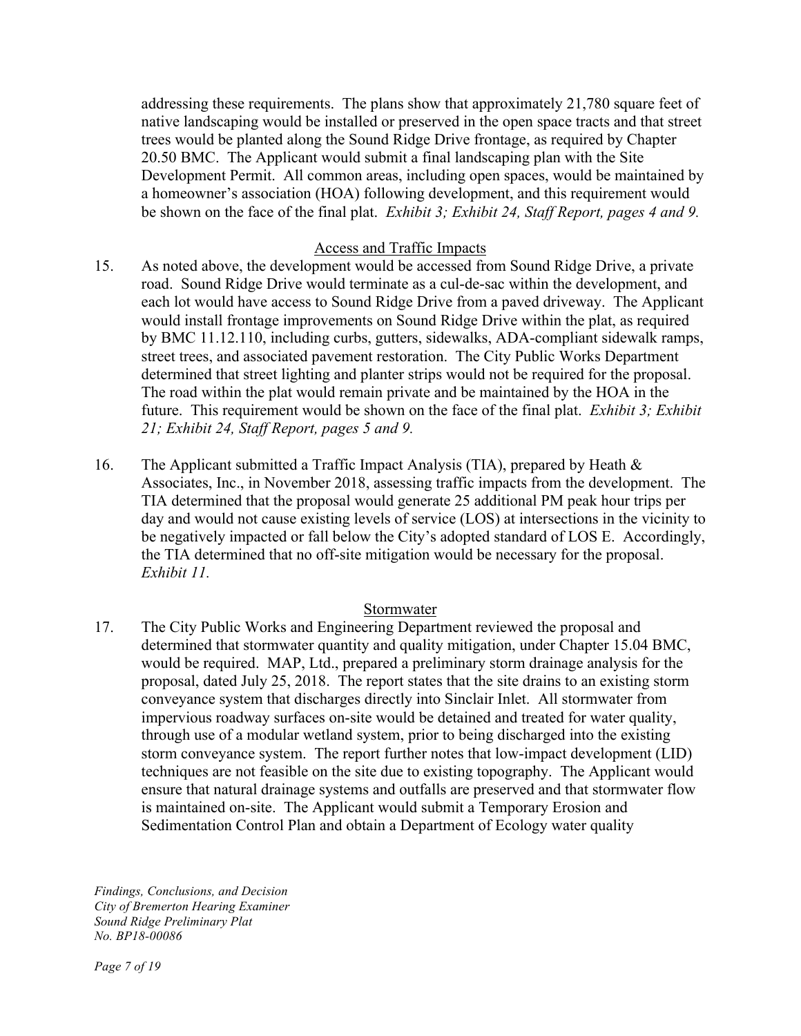addressing these requirements. The plans show that approximately 21,780 square feet of native landscaping would be installed or preserved in the open space tracts and that street trees would be planted along the Sound Ridge Drive frontage, as required by Chapter 20.50 BMC. The Applicant would submit a final landscaping plan with the Site Development Permit. All common areas, including open spaces, would be maintained by a homeowner's association (HOA) following development, and this requirement would be shown on the face of the final plat. *Exhibit 3; Exhibit 24, Staff Report, pages 4 and 9.*

<u>Access and Traffic Impacts</u>

15. As noted above, the development would be accessed from Sound Ridge Drive, a private road. Sound Ridge Drive would terminate as a cul-de-sac within the development, and each lot would have access to Sound Ridge Drive from a paved driveway. The Applicant would install frontage improvements on Sound Ridge Drive within the plat, as required by BMC 11.12.110, including curbs, gutters, sidewalks, ADA-compliant sidewalk ramps, street trees, and associated pavement restoration. The City Public Works Department determined that street lighting and planter strips would not be required for the proposal. The road within the plat would remain private and be maintained by the HOA in the future. This requirement would be shown on the face of the final plat. *Exhibit 3; Exhibit 21; Exhibit 24, Staff Report, pages 5 and 9.*

16. The Applicant submitted a Traffic Impact Analysis (TIA), prepared by Heath & Associates, Inc., in November 2018, assessing traffic impacts from the development. The TIA determined that the proposal would generate 25 additional PM peak hour trips per day and would not cause existing levels of service (LOS) at intersections in the vicinity to be negatively impacted or fall below the City's adopted standard of LOS E. Accordingly, the TIA determined that no off-site mitigation would be necessary for the proposal. *Exhibit 11.*

<u>Stormwater</u>

17. The City Public Works and Engineering Department reviewed the proposal and determined that stormwater quantity and quality mitigation, under Chapter 15.04 BMC, would be required. MAP, Ltd., prepared a preliminary storm drainage analysis for the proposal, dated July 25, 2018. The report states that the site drains to an existing storm conveyance system that discharges directly into Sinclair Inlet. All stormwater from impervious roadway surfaces on-site would be detained and treated for water quality, through use of a modular wetland system, prior to being discharged into the existing storm conveyance system. The report further notes that low-impact development (LID) techniques are not feasible on the site due to existing topography. The Applicant would ensure that natural drainage systems and outfalls are preserved and that stormwater flow is maintained on-site. The Applicant would submit a Temporary Erosion and Sedimentation Control Plan and obtain a Department of Ecology water quality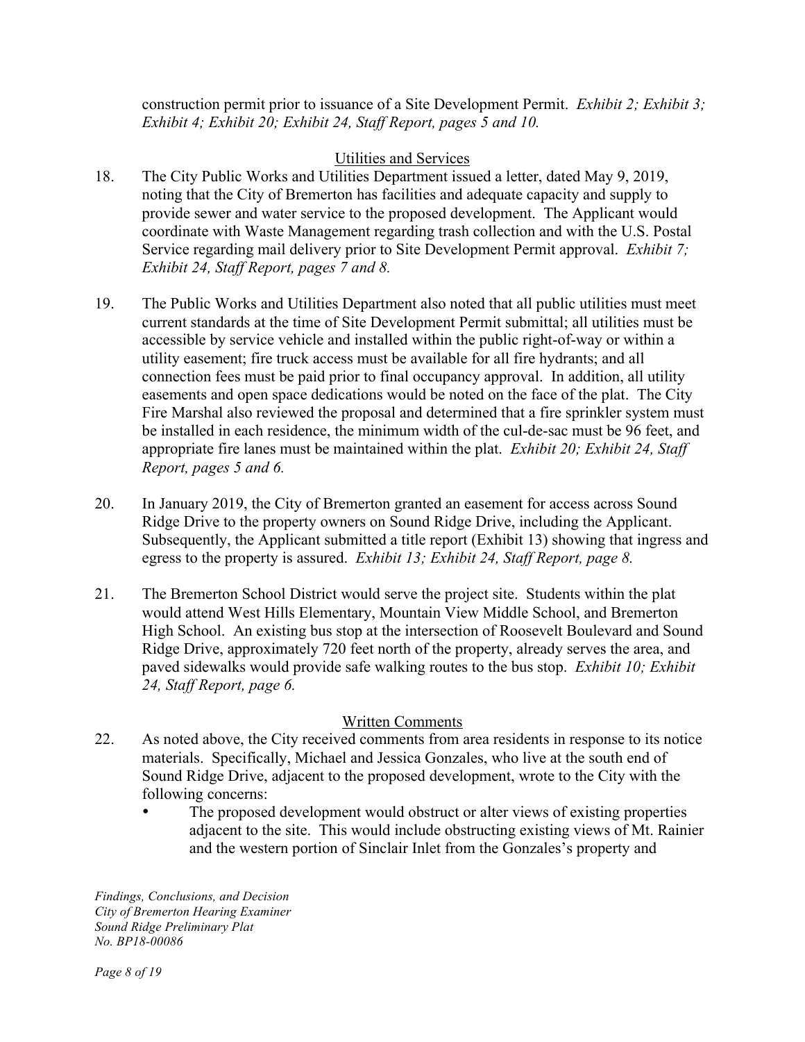construction permit prior to issuance of a Site Development Permit. *Exhibit 2; Exhibit 3; Exhibit 4; Exhibit 20; Exhibit 24, Staff Report, pages 5 and 10.*

## Utilities and Services

18. The City Public Works and Utilities Department issued a letter, dated May 9, 2019, noting that the City of Bremerton has facilities and adequate capacity and supply to provide sewer and water service to the proposed development. The Applicant would coordinate with Waste Management regarding trash collection and with the U.S. Postal Service regarding mail delivery prior to Site Development Permit approval. *Exhibit 7; Exhibit 24, Staff Report, pages 7 and 8.*

19. The Public Works and Utilities Department also noted that all public utilities must meet current standards at the time of Site Development Permit submittal; all utilities must be accessible by service vehicle and installed within the public right-of-way or within a utility easement; fire truck access must be available for all fire hydrants; and all connection fees must be paid prior to final occupancy approval. In addition, all utility easements and open space dedications would be noted on the face of the plat. The City Fire Marshal also reviewed the proposal and determined that a fire sprinkler system must be installed in each residence, the minimum width of the cul-de-sac must be 96 feet, and appropriate fire lanes must be maintained within the plat. *Exhibit 20; Exhibit 24, Staff Report, pages 5 and 6.*

20. In January 2019, the City of Bremerton granted an easement for access across Sound Ridge Drive to the property owners on Sound Ridge Drive, including the Applicant. Subsequently, the Applicant submitted a title report (Exhibit 13) showing that ingress and egress to the property is assured. *Exhibit 13; Exhibit 24, Staff Report, page 8.*

21. The Bremerton School District would serve the project site. Students within the plat would attend West Hills Elementary, Mountain View Middle School, and Bremerton High School. An existing bus stop at the intersection of Roosevelt Boulevard and Sound Ridge Drive, approximately 720 feet north of the property, already serves the area, and paved sidewalks would provide safe walking routes to the bus stop. *Exhibit 10; Exhibit 24, Staff Report, page 6.*

## Written Comments

22. As noted above, the City received comments from area residents in response to its notice materials. Specifically, Michael and Jessica Gonzales, who live at the south end of Sound Ridge Drive, adjacent to the proposed development, wrote to the City with the following concerns:
    - The proposed development would obstruct or alter views of existing properties adjacent to the site. This would include obstructing existing views of Mt. Rainier and the western portion of Sinclair Inlet from the Gonzales's property and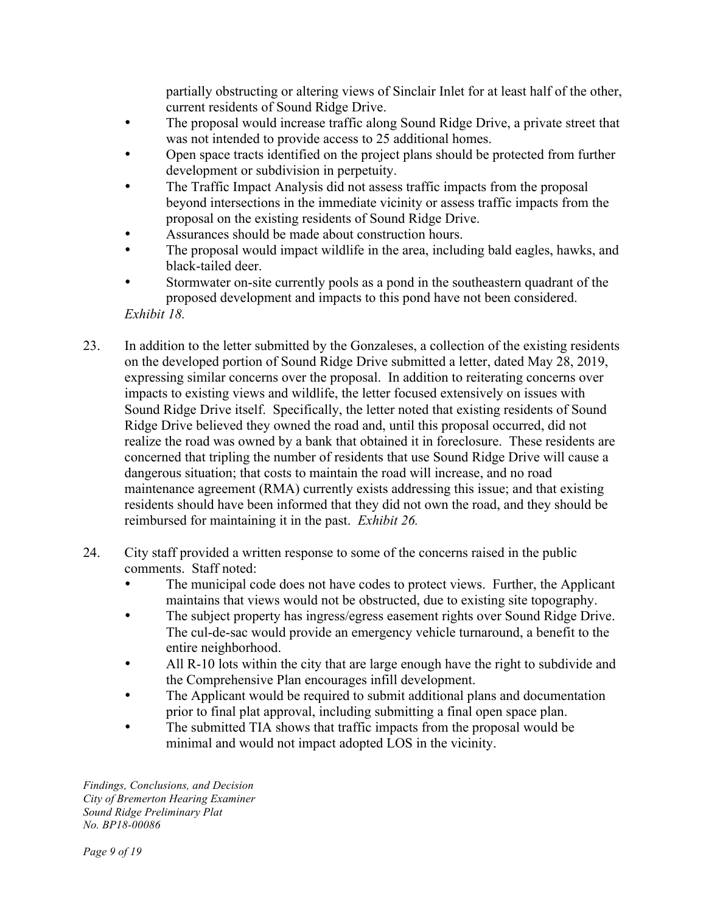partially obstructing or altering views of Sinclair Inlet for at least half of the other, current residents of Sound Ridge Drive.
- The proposal would increase traffic along Sound Ridge Drive, a private street that was not intended to provide access to 25 additional homes.
- Open space tracts identified on the project plans should be protected from further development or subdivision in perpetuity.
- The Traffic Impact Analysis did not assess traffic impacts from the proposal beyond intersections in the immediate vicinity or assess traffic impacts from the proposal on the existing residents of Sound Ridge Drive.
- Assurances should be made about construction hours.
- The proposal would impact wildlife in the area, including bald eagles, hawks, and black-tailed deer.
- Stormwater on-site currently pools as a pond in the southeastern quadrant of the proposed development and impacts to this pond have not been considered.

*Exhibit 18.*

23. In addition to the letter submitted by the Gonzaleses, a collection of the existing residents on the developed portion of Sound Ridge Drive submitted a letter, dated May 28, 2019, expressing similar concerns over the proposal. In addition to reiterating concerns over impacts to existing views and wildlife, the letter focused extensively on issues with Sound Ridge Drive itself. Specifically, the letter noted that existing residents of Sound Ridge Drive believed they owned the road and, until this proposal occurred, did not realize the road was owned by a bank that obtained it in foreclosure. These residents are concerned that tripling the number of residents that use Sound Ridge Drive will cause a dangerous situation; that costs to maintain the road will increase, and no road maintenance agreement (RMA) currently exists addressing this issue; and that existing residents should have been informed that they did not own the road, and they should be reimbursed for maintaining it in the past. *Exhibit 26.*

24. City staff provided a written response to some of the concerns raised in the public comments. Staff noted:
    - The municipal code does not have codes to protect views. Further, the Applicant maintains that views would not be obstructed, due to existing site topography.
    - The subject property has ingress/egress easement rights over Sound Ridge Drive. The cul-de-sac would provide an emergency vehicle turnaround, a benefit to the entire neighborhood.
    - All R-10 lots within the city that are large enough have the right to subdivide and the Comprehensive Plan encourages infill development.
    - The Applicant would be required to submit additional plans and documentation prior to final plat approval, including submitting a final open space plan.
    - The submitted TIA shows that traffic impacts from the proposal would be minimal and would not impact adopted LOS in the vicinity.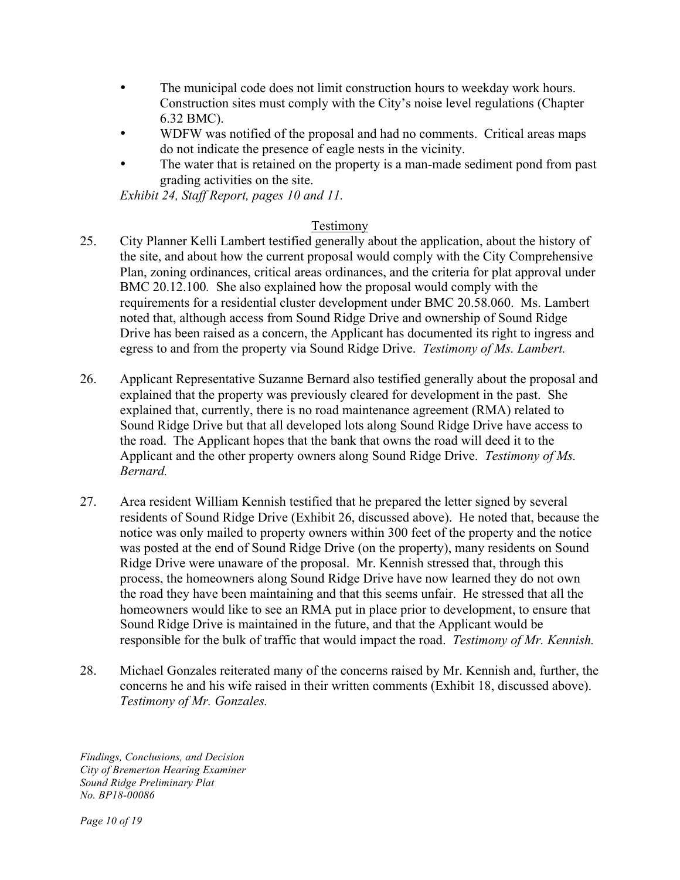- The municipal code does not limit construction hours to weekday work hours. Construction sites must comply with the City's noise level regulations (Chapter 6.32 BMC).
- WDFW was notified of the proposal and had no comments. Critical areas maps do not indicate the presence of eagle nests in the vicinity.
- The water that is retained on the property is a man-made sediment pond from past grading activities on the site.

*Exhibit 24, Staff Report, pages 10 and 11.*

## Testimony

25. City Planner Kelli Lambert testified generally about the application, about the history of the site, and about how the current proposal would comply with the City Comprehensive Plan, zoning ordinances, critical areas ordinances, and the criteria for plat approval under BMC 20.12.100*.* She also explained how the proposal would comply with the requirements for a residential cluster development under BMC 20.58.060. Ms. Lambert noted that, although access from Sound Ridge Drive and ownership of Sound Ridge Drive has been raised as a concern, the Applicant has documented its right to ingress and egress to and from the property via Sound Ridge Drive. *Testimony of Ms. Lambert.*

26. Applicant Representative Suzanne Bernard also testified generally about the proposal and explained that the property was previously cleared for development in the past. She explained that, currently, there is no road maintenance agreement (RMA) related to Sound Ridge Drive but that all developed lots along Sound Ridge Drive have access to the road. The Applicant hopes that the bank that owns the road will deed it to the Applicant and the other property owners along Sound Ridge Drive. *Testimony of Ms. Bernard.*

27. Area resident William Kennish testified that he prepared the letter signed by several residents of Sound Ridge Drive (Exhibit 26, discussed above). He noted that, because the notice was only mailed to property owners within 300 feet of the property and the notice was posted at the end of Sound Ridge Drive (on the property), many residents on Sound Ridge Drive were unaware of the proposal. Mr. Kennish stressed that, through this process, the homeowners along Sound Ridge Drive have now learned they do not own the road they have been maintaining and that this seems unfair. He stressed that all the homeowners would like to see an RMA put in place prior to development, to ensure that Sound Ridge Drive is maintained in the future, and that the Applicant would be responsible for the bulk of traffic that would impact the road. *Testimony of Mr. Kennish.*

28. Michael Gonzales reiterated many of the concerns raised by Mr. Kennish and, further, the concerns he and his wife raised in their written comments (Exhibit 18, discussed above). *Testimony of Mr. Gonzales.*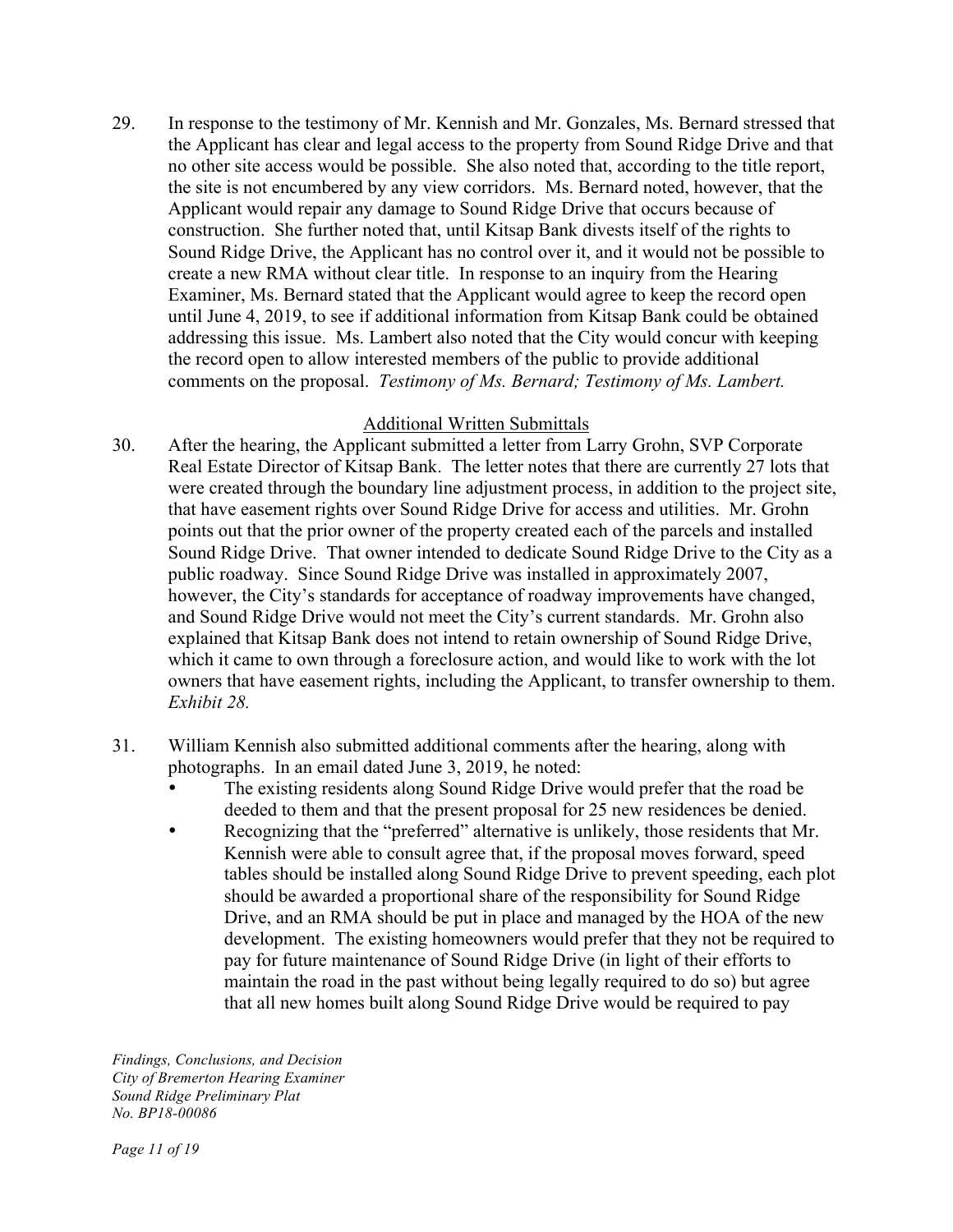29. In response to the testimony of Mr. Kennish and Mr. Gonzales, Ms. Bernard stressed that the Applicant has clear and legal access to the property from Sound Ridge Drive and that no other site access would be possible. She also noted that, according to the title report, the site is not encumbered by any view corridors. Ms. Bernard noted, however, that the Applicant would repair any damage to Sound Ridge Drive that occurs because of construction. She further noted that, until Kitsap Bank divests itself of the rights to Sound Ridge Drive, the Applicant has no control over it, and it would not be possible to create a new RMA without clear title. In response to an inquiry from the Hearing Examiner, Ms. Bernard stated that the Applicant would agree to keep the record open until June 4, 2019, to see if additional information from Kitsap Bank could be obtained addressing this issue. Ms. Lambert also noted that the City would concur with keeping the record open to allow interested members of the public to provide additional comments on the proposal. *Testimony of Ms. Bernard; Testimony of Ms. Lambert.*

<u>Additional Written Submittals</u>

30. After the hearing, the Applicant submitted a letter from Larry Grohn, SVP Corporate Real Estate Director of Kitsap Bank. The letter notes that there are currently 27 lots that were created through the boundary line adjustment process, in addition to the project site, that have easement rights over Sound Ridge Drive for access and utilities. Mr. Grohn points out that the prior owner of the property created each of the parcels and installed Sound Ridge Drive. That owner intended to dedicate Sound Ridge Drive to the City as a public roadway. Since Sound Ridge Drive was installed in approximately 2007, however, the City's standards for acceptance of roadway improvements have changed, and Sound Ridge Drive would not meet the City's current standards. Mr. Grohn also explained that Kitsap Bank does not intend to retain ownership of Sound Ridge Drive, which it came to own through a foreclosure action, and would like to work with the lot owners that have easement rights, including the Applicant, to transfer ownership to them. *Exhibit 28.*

31. William Kennish also submitted additional comments after the hearing, along with photographs. In an email dated June 3, 2019, he noted:
    - The existing residents along Sound Ridge Drive would prefer that the road be deeded to them and that the present proposal for 25 new residences be denied.
    - Recognizing that the "preferred" alternative is unlikely, those residents that Mr. Kennish were able to consult agree that, if the proposal moves forward, speed tables should be installed along Sound Ridge Drive to prevent speeding, each plot should be awarded a proportional share of the responsibility for Sound Ridge Drive, and an RMA should be put in place and managed by the HOA of the new development. The existing homeowners would prefer that they not be required to pay for future maintenance of Sound Ridge Drive (in light of their efforts to maintain the road in the past without being legally required to do so) but agree that all new homes built along Sound Ridge Drive would be required to pay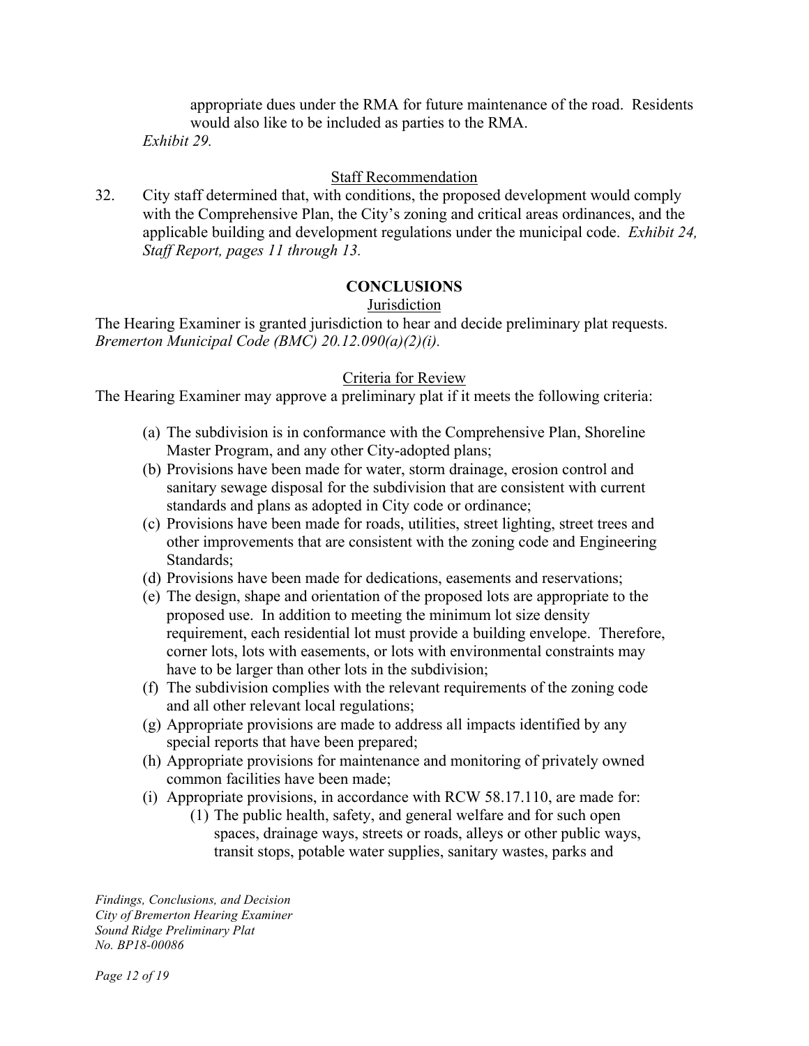appropriate dues under the RMA for future maintenance of the road. Residents would also like to be included as parties to the RMA.

*Exhibit 29.*

Staff Recommendation

32. City staff determined that, with conditions, the proposed development would comply with the Comprehensive Plan, the City's zoning and critical areas ordinances, and the applicable building and development regulations under the municipal code. *Exhibit 24, Staff Report, pages 11 through 13.*

## CONCLUSIONS

Jurisdiction

The Hearing Examiner is granted jurisdiction to hear and decide preliminary plat requests. *Bremerton Municipal Code (BMC) 20.12.090(a)(2)(i).*

Criteria for Review

The Hearing Examiner may approve a preliminary plat if it meets the following criteria:

(a) The subdivision is in conformance with the Comprehensive Plan, Shoreline Master Program, and any other City-adopted plans;

(b) Provisions have been made for water, storm drainage, erosion control and sanitary sewage disposal for the subdivision that are consistent with current standards and plans as adopted in City code or ordinance;

(c) Provisions have been made for roads, utilities, street lighting, street trees and other improvements that are consistent with the zoning code and Engineering Standards;

(d) Provisions have been made for dedications, easements and reservations;

(e) The design, shape and orientation of the proposed lots are appropriate to the proposed use. In addition to meeting the minimum lot size density requirement, each residential lot must provide a building envelope. Therefore, corner lots, lots with easements, or lots with environmental constraints may have to be larger than other lots in the subdivision;

(f) The subdivision complies with the relevant requirements of the zoning code and all other relevant local regulations;

(g) Appropriate provisions are made to address all impacts identified by any special reports that have been prepared;

(h) Appropriate provisions for maintenance and monitoring of privately owned common facilities have been made;

(i) Appropriate provisions, in accordance with RCW 58.17.110, are made for:

(1) The public health, safety, and general welfare and for such open spaces, drainage ways, streets or roads, alleys or other public ways, transit stops, potable water supplies, sanitary wastes, parks and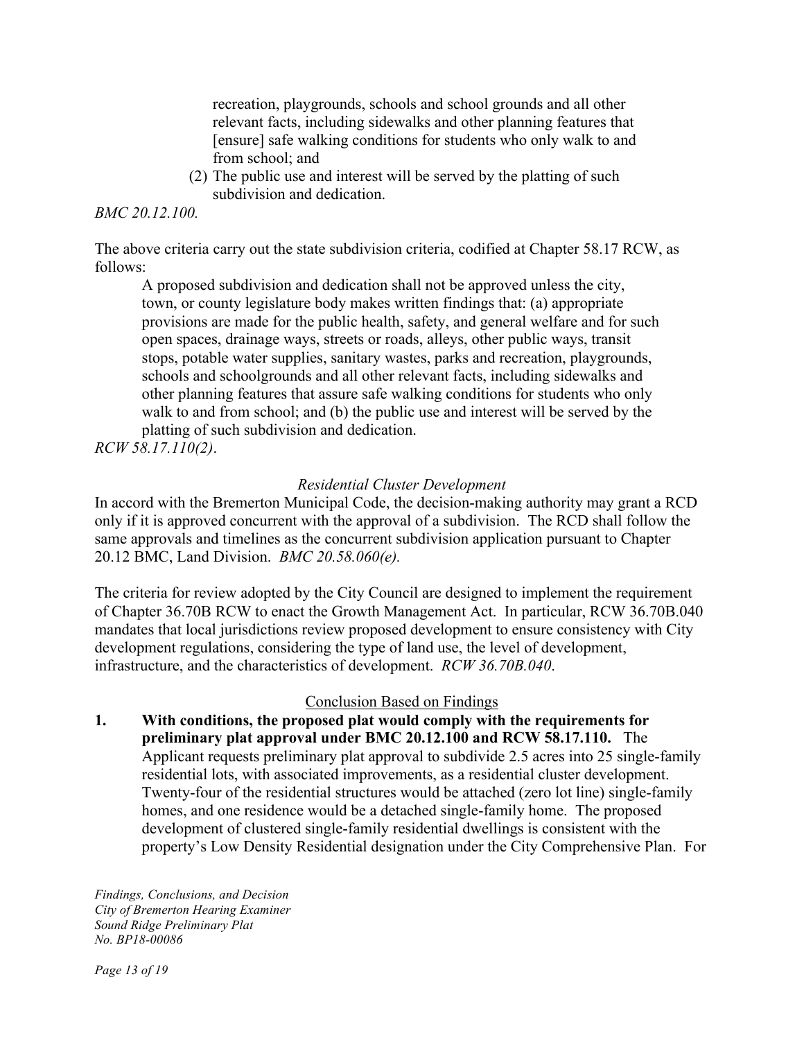recreation, playgrounds, schools and school grounds and all other relevant facts, including sidewalks and other planning features that [ensure] safe walking conditions for students who only walk to and from school; and

(2) The public use and interest will be served by the platting of such subdivision and dedication.

*BMC 20.12.100.*

The above criteria carry out the state subdivision criteria, codified at Chapter 58.17 RCW, as follows:

> A proposed subdivision and dedication shall not be approved unless the city, town, or county legislature body makes written findings that: (a) appropriate provisions are made for the public health, safety, and general welfare and for such open spaces, drainage ways, streets or roads, alleys, other public ways, transit stops, potable water supplies, sanitary wastes, parks and recreation, playgrounds, schools and schoolgrounds and all other relevant facts, including sidewalks and other planning features that assure safe walking conditions for students who only walk to and from school; and (b) the public use and interest will be served by the platting of such subdivision and dedication.

*RCW 58.17.110(2)*.

*Residential Cluster Development*

In accord with the Bremerton Municipal Code, the decision-making authority may grant a RCD only if it is approved concurrent with the approval of a subdivision. The RCD shall follow the same approvals and timelines as the concurrent subdivision application pursuant to Chapter 20.12 BMC, Land Division. *BMC 20.58.060(e).*

The criteria for review adopted by the City Council are designed to implement the requirement of Chapter 36.70B RCW to enact the Growth Management Act. In particular, RCW 36.70B.040 mandates that local jurisdictions review proposed development to ensure consistency with City development regulations, considering the type of land use, the level of development, infrastructure, and the characteristics of development. *RCW 36.70B.040*.

## Conclusion Based on Findings

1. **With conditions, the proposed plat would comply with the requirements for preliminary plat approval under BMC 20.12.100 and RCW 58.17.110.** The Applicant requests preliminary plat approval to subdivide 2.5 acres into 25 single-family residential lots, with associated improvements, as a residential cluster development. Twenty-four of the residential structures would be attached (zero lot line) single-family homes, and one residence would be a detached single-family home. The proposed development of clustered single-family residential dwellings is consistent with the property's Low Density Residential designation under the City Comprehensive Plan. For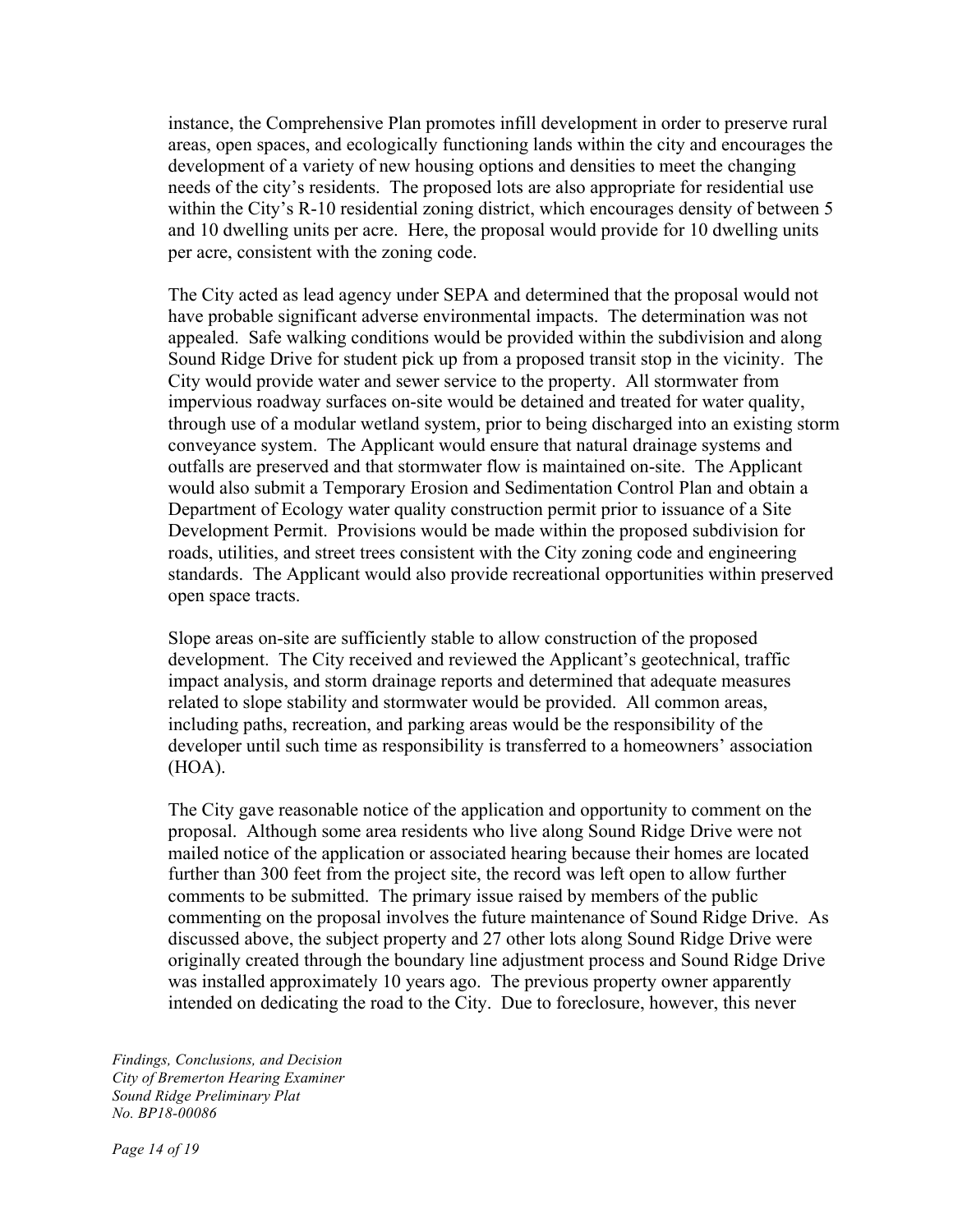instance, the Comprehensive Plan promotes infill development in order to preserve rural areas, open spaces, and ecologically functioning lands within the city and encourages the development of a variety of new housing options and densities to meet the changing needs of the city's residents. The proposed lots are also appropriate for residential use within the City's R-10 residential zoning district, which encourages density of between 5 and 10 dwelling units per acre. Here, the proposal would provide for 10 dwelling units per acre, consistent with the zoning code.

The City acted as lead agency under SEPA and determined that the proposal would not have probable significant adverse environmental impacts. The determination was not appealed. Safe walking conditions would be provided within the subdivision and along Sound Ridge Drive for student pick up from a proposed transit stop in the vicinity. The City would provide water and sewer service to the property. All stormwater from impervious roadway surfaces on-site would be detained and treated for water quality, through use of a modular wetland system, prior to being discharged into an existing storm conveyance system. The Applicant would ensure that natural drainage systems and outfalls are preserved and that stormwater flow is maintained on-site. The Applicant would also submit a Temporary Erosion and Sedimentation Control Plan and obtain a Department of Ecology water quality construction permit prior to issuance of a Site Development Permit. Provisions would be made within the proposed subdivision for roads, utilities, and street trees consistent with the City zoning code and engineering standards. The Applicant would also provide recreational opportunities within preserved open space tracts.

Slope areas on-site are sufficiently stable to allow construction of the proposed development. The City received and reviewed the Applicant's geotechnical, traffic impact analysis, and storm drainage reports and determined that adequate measures related to slope stability and stormwater would be provided. All common areas, including paths, recreation, and parking areas would be the responsibility of the developer until such time as responsibility is transferred to a homeowners' association (HOA).

The City gave reasonable notice of the application and opportunity to comment on the proposal. Although some area residents who live along Sound Ridge Drive were not mailed notice of the application or associated hearing because their homes are located further than 300 feet from the project site, the record was left open to allow further comments to be submitted. The primary issue raised by members of the public commenting on the proposal involves the future maintenance of Sound Ridge Drive. As discussed above, the subject property and 27 other lots along Sound Ridge Drive were originally created through the boundary line adjustment process and Sound Ridge Drive was installed approximately 10 years ago. The previous property owner apparently intended on dedicating the road to the City. Due to foreclosure, however, this never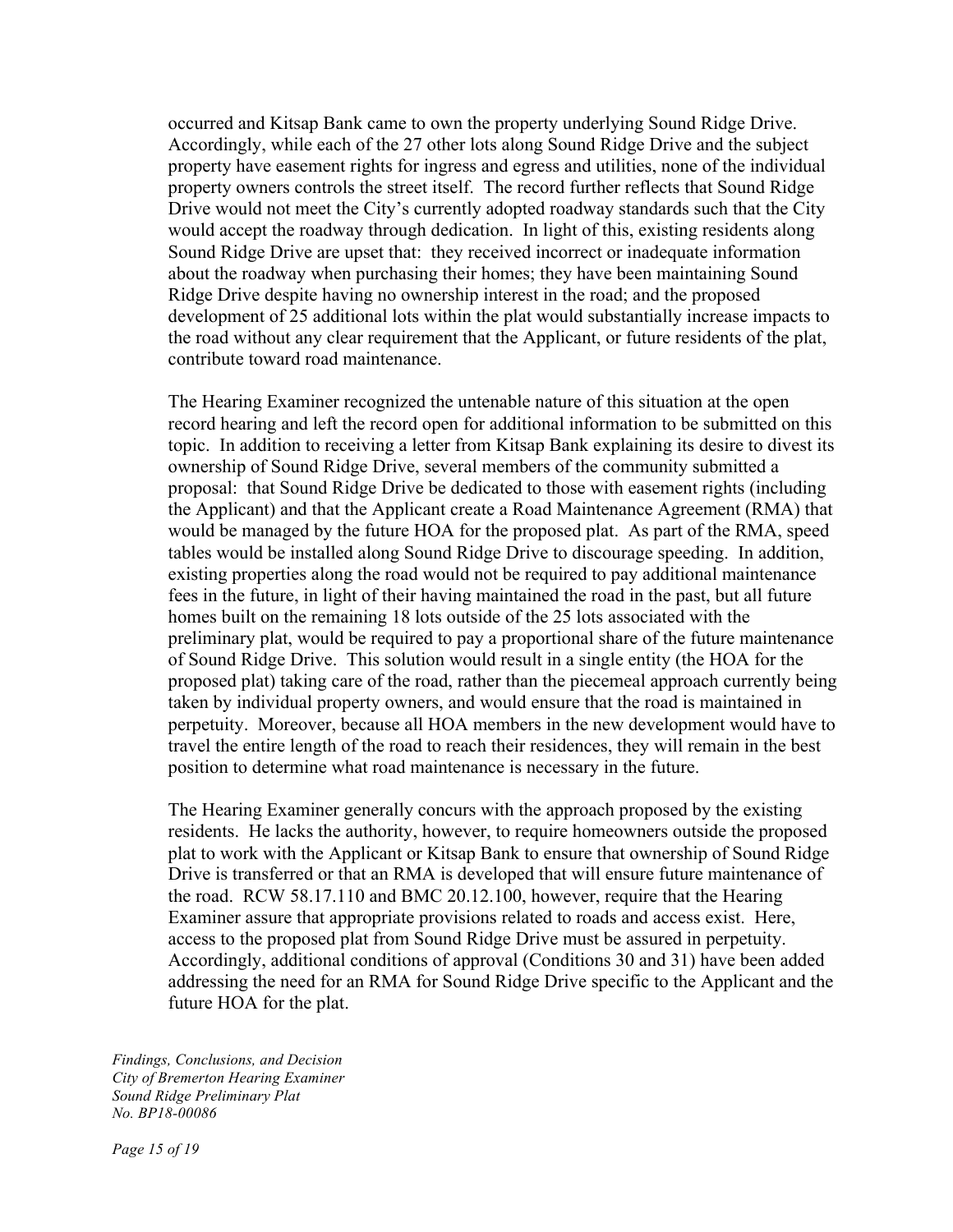occurred and Kitsap Bank came to own the property underlying Sound Ridge Drive. Accordingly, while each of the 27 other lots along Sound Ridge Drive and the subject property have easement rights for ingress and egress and utilities, none of the individual property owners controls the street itself. The record further reflects that Sound Ridge Drive would not meet the City's currently adopted roadway standards such that the City would accept the roadway through dedication. In light of this, existing residents along Sound Ridge Drive are upset that: they received incorrect or inadequate information about the roadway when purchasing their homes; they have been maintaining Sound Ridge Drive despite having no ownership interest in the road; and the proposed development of 25 additional lots within the plat would substantially increase impacts to the road without any clear requirement that the Applicant, or future residents of the plat, contribute toward road maintenance.

The Hearing Examiner recognized the untenable nature of this situation at the open record hearing and left the record open for additional information to be submitted on this topic. In addition to receiving a letter from Kitsap Bank explaining its desire to divest its ownership of Sound Ridge Drive, several members of the community submitted a proposal: that Sound Ridge Drive be dedicated to those with easement rights (including the Applicant) and that the Applicant create a Road Maintenance Agreement (RMA) that would be managed by the future HOA for the proposed plat. As part of the RMA, speed tables would be installed along Sound Ridge Drive to discourage speeding. In addition, existing properties along the road would not be required to pay additional maintenance fees in the future, in light of their having maintained the road in the past, but all future homes built on the remaining 18 lots outside of the 25 lots associated with the preliminary plat, would be required to pay a proportional share of the future maintenance of Sound Ridge Drive. This solution would result in a single entity (the HOA for the proposed plat) taking care of the road, rather than the piecemeal approach currently being taken by individual property owners, and would ensure that the road is maintained in perpetuity. Moreover, because all HOA members in the new development would have to travel the entire length of the road to reach their residences, they will remain in the best position to determine what road maintenance is necessary in the future.

The Hearing Examiner generally concurs with the approach proposed by the existing residents. He lacks the authority, however, to require homeowners outside the proposed plat to work with the Applicant or Kitsap Bank to ensure that ownership of Sound Ridge Drive is transferred or that an RMA is developed that will ensure future maintenance of the road. RCW 58.17.110 and BMC 20.12.100, however, require that the Hearing Examiner assure that appropriate provisions related to roads and access exist. Here, access to the proposed plat from Sound Ridge Drive must be assured in perpetuity. Accordingly, additional conditions of approval (Conditions 30 and 31) have been added addressing the need for an RMA for Sound Ridge Drive specific to the Applicant and the future HOA for the plat.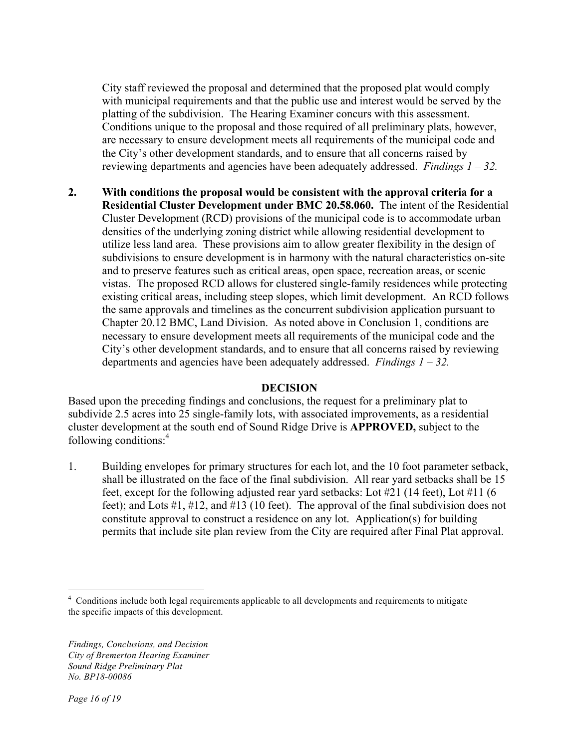City staff reviewed the proposal and determined that the proposed plat would comply with municipal requirements and that the public use and interest would be served by the platting of the subdivision. The Hearing Examiner concurs with this assessment. Conditions unique to the proposal and those required of all preliminary plats, however, are necessary to ensure development meets all requirements of the municipal code and the City's other development standards, and to ensure that all concerns raised by reviewing departments and agencies have been adequately addressed. *Findings 1 – 32.*

**2. With conditions the proposal would be consistent with the approval criteria for a Residential Cluster Development under BMC 20.58.060.** The intent of the Residential Cluster Development (RCD) provisions of the municipal code is to accommodate urban densities of the underlying zoning district while allowing residential development to utilize less land area. These provisions aim to allow greater flexibility in the design of subdivisions to ensure development is in harmony with the natural characteristics on-site and to preserve features such as critical areas, open space, recreation areas, or scenic vistas. The proposed RCD allows for clustered single-family residences while protecting existing critical areas, including steep slopes, which limit development. An RCD follows the same approvals and timelines as the concurrent subdivision application pursuant to Chapter 20.12 BMC, Land Division. As noted above in Conclusion 1, conditions are necessary to ensure development meets all requirements of the municipal code and the City's other development standards, and to ensure that all concerns raised by reviewing departments and agencies have been adequately addressed. *Findings 1 – 32.*

## DECISION

Based upon the preceding findings and conclusions, the request for a preliminary plat to subdivide 2.5 acres into 25 single-family lots, with associated improvements, as a residential cluster development at the south end of Sound Ridge Drive is **APPROVED,** subject to the following conditions:[4]

1. Building envelopes for primary structures for each lot, and the 10 foot parameter setback, shall be illustrated on the face of the final subdivision. All rear yard setbacks shall be 15 feet, except for the following adjusted rear yard setbacks: Lot #21 (14 feet), Lot #11 (6 feet); and Lots #1, #12, and #13 (10 feet). The approval of the final subdivision does not constitute approval to construct a residence on any lot. Application(s) for building permits that include site plan review from the City are required after Final Plat approval.

[4] Conditions include both legal requirements applicable to all developments and requirements to mitigate the specific impacts of this development.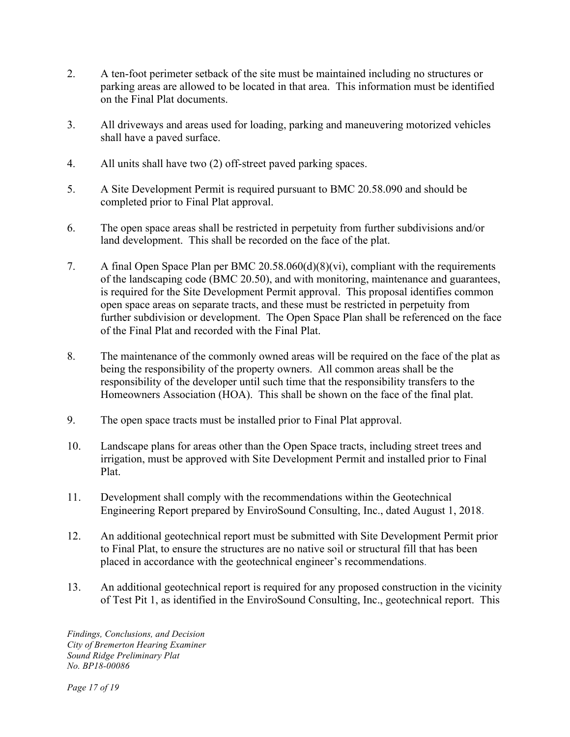2. A ten-foot perimeter setback of the site must be maintained including no structures or parking areas are allowed to be located in that area. This information must be identified on the Final Plat documents.

3. All driveways and areas used for loading, parking and maneuvering motorized vehicles shall have a paved surface.

4. All units shall have two (2) off-street paved parking spaces.

5. A Site Development Permit is required pursuant to BMC 20.58.090 and should be completed prior to Final Plat approval.

6. The open space areas shall be restricted in perpetuity from further subdivisions and/or land development. This shall be recorded on the face of the plat.

7. A final Open Space Plan per BMC 20.58.060(d)(8)(vi), compliant with the requirements of the landscaping code (BMC 20.50), and with monitoring, maintenance and guarantees, is required for the Site Development Permit approval. This proposal identifies common open space areas on separate tracts, and these must be restricted in perpetuity from further subdivision or development. The Open Space Plan shall be referenced on the face of the Final Plat and recorded with the Final Plat.

8. The maintenance of the commonly owned areas will be required on the face of the plat as being the responsibility of the property owners. All common areas shall be the responsibility of the developer until such time that the responsibility transfers to the Homeowners Association (HOA). This shall be shown on the face of the final plat.

9. The open space tracts must be installed prior to Final Plat approval.

10. Landscape plans for areas other than the Open Space tracts, including street trees and irrigation, must be approved with Site Development Permit and installed prior to Final Plat.

11. Development shall comply with the recommendations within the Geotechnical Engineering Report prepared by EnviroSound Consulting, Inc., dated August 1, 2018.

12. An additional geotechnical report must be submitted with Site Development Permit prior to Final Plat, to ensure the structures are no native soil or structural fill that has been placed in accordance with the geotechnical engineer's recommendations.

13. An additional geotechnical report is required for any proposed construction in the vicinity of Test Pit 1, as identified in the EnviroSound Consulting, Inc., geotechnical report. This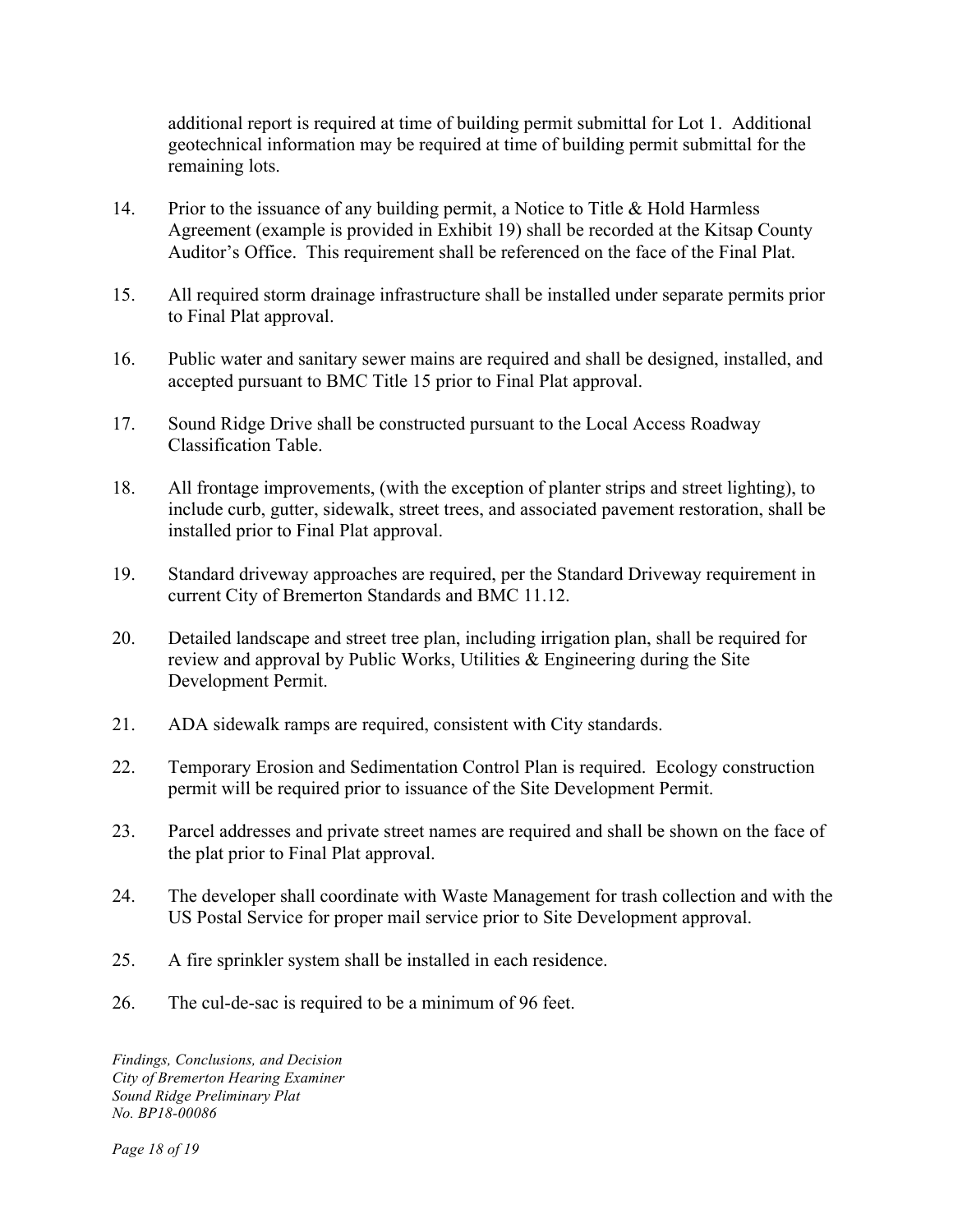additional report is required at time of building permit submittal for Lot 1. Additional geotechnical information may be required at time of building permit submittal for the remaining lots.

14. Prior to the issuance of any building permit, a Notice to Title & Hold Harmless Agreement (example is provided in Exhibit 19) shall be recorded at the Kitsap County Auditor's Office. This requirement shall be referenced on the face of the Final Plat.

15. All required storm drainage infrastructure shall be installed under separate permits prior to Final Plat approval.

16. Public water and sanitary sewer mains are required and shall be designed, installed, and accepted pursuant to BMC Title 15 prior to Final Plat approval.

17. Sound Ridge Drive shall be constructed pursuant to the Local Access Roadway Classification Table.

18. All frontage improvements, (with the exception of planter strips and street lighting), to include curb, gutter, sidewalk, street trees, and associated pavement restoration, shall be installed prior to Final Plat approval.

19. Standard driveway approaches are required, per the Standard Driveway requirement in current City of Bremerton Standards and BMC 11.12.

20. Detailed landscape and street tree plan, including irrigation plan, shall be required for review and approval by Public Works, Utilities & Engineering during the Site Development Permit.

21. ADA sidewalk ramps are required, consistent with City standards.

22. Temporary Erosion and Sedimentation Control Plan is required. Ecology construction permit will be required prior to issuance of the Site Development Permit.

23. Parcel addresses and private street names are required and shall be shown on the face of the plat prior to Final Plat approval.

24. The developer shall coordinate with Waste Management for trash collection and with the US Postal Service for proper mail service prior to Site Development approval.

25. A fire sprinkler system shall be installed in each residence.

26. The cul-de-sac is required to be a minimum of 96 feet.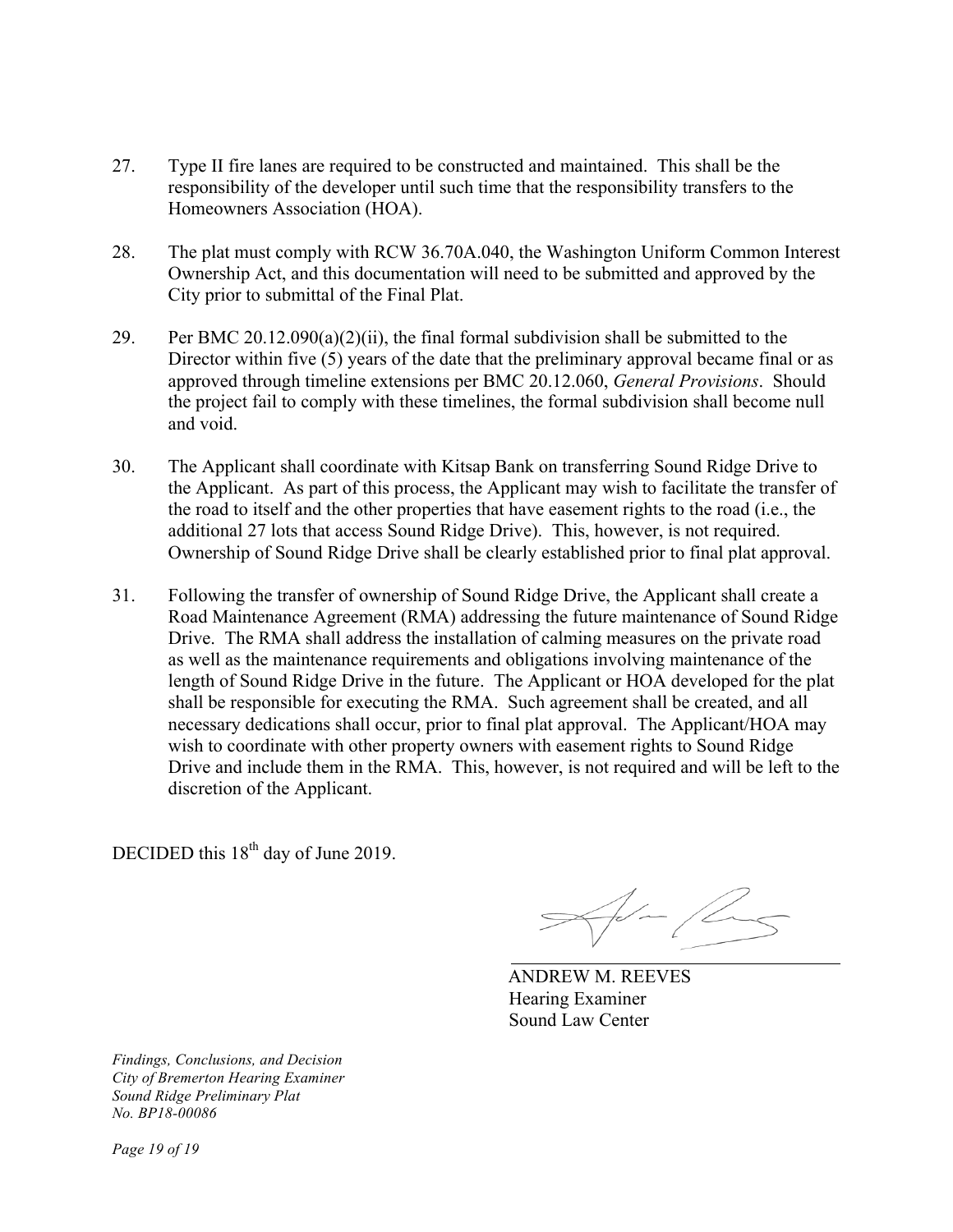27. Type II fire lanes are required to be constructed and maintained. This shall be the responsibility of the developer until such time that the responsibility transfers to the Homeowners Association (HOA).

28. The plat must comply with RCW 36.70A.040, the Washington Uniform Common Interest Ownership Act, and this documentation will need to be submitted and approved by the City prior to submittal of the Final Plat.

29. Per BMC 20.12.090(a)(2)(ii), the final formal subdivision shall be submitted to the Director within five (5) years of the date that the preliminary approval became final or as approved through timeline extensions per BMC 20.12.060, *General Provisions*. Should the project fail to comply with these timelines, the formal subdivision shall become null and void.

30. The Applicant shall coordinate with Kitsap Bank on transferring Sound Ridge Drive to the Applicant. As part of this process, the Applicant may wish to facilitate the transfer of the road to itself and the other properties that have easement rights to the road (i.e., the additional 27 lots that access Sound Ridge Drive). This, however, is not required. Ownership of Sound Ridge Drive shall be clearly established prior to final plat approval.

31. Following the transfer of ownership of Sound Ridge Drive, the Applicant shall create a Road Maintenance Agreement (RMA) addressing the future maintenance of Sound Ridge Drive. The RMA shall address the installation of calming measures on the private road as well as the maintenance requirements and obligations involving maintenance of the length of Sound Ridge Drive in the future. The Applicant or HOA developed for the plat shall be responsible for executing the RMA. Such agreement shall be created, and all necessary dedications shall occur, prior to final plat approval. The Applicant/HOA may wish to coordinate with other property owners with easement rights to Sound Ridge Drive and include them in the RMA. This, however, is not required and will be left to the discretion of the Applicant.

DECIDED this 18th day of June 2019.

ANDREW M. REEVES
Hearing Examiner
Sound Law Center

*Findings, Conclusions, and Decision*
*City of Bremerton Hearing Examiner*
*Sound Ridge Preliminary Plat*
*No. BP18-00086*